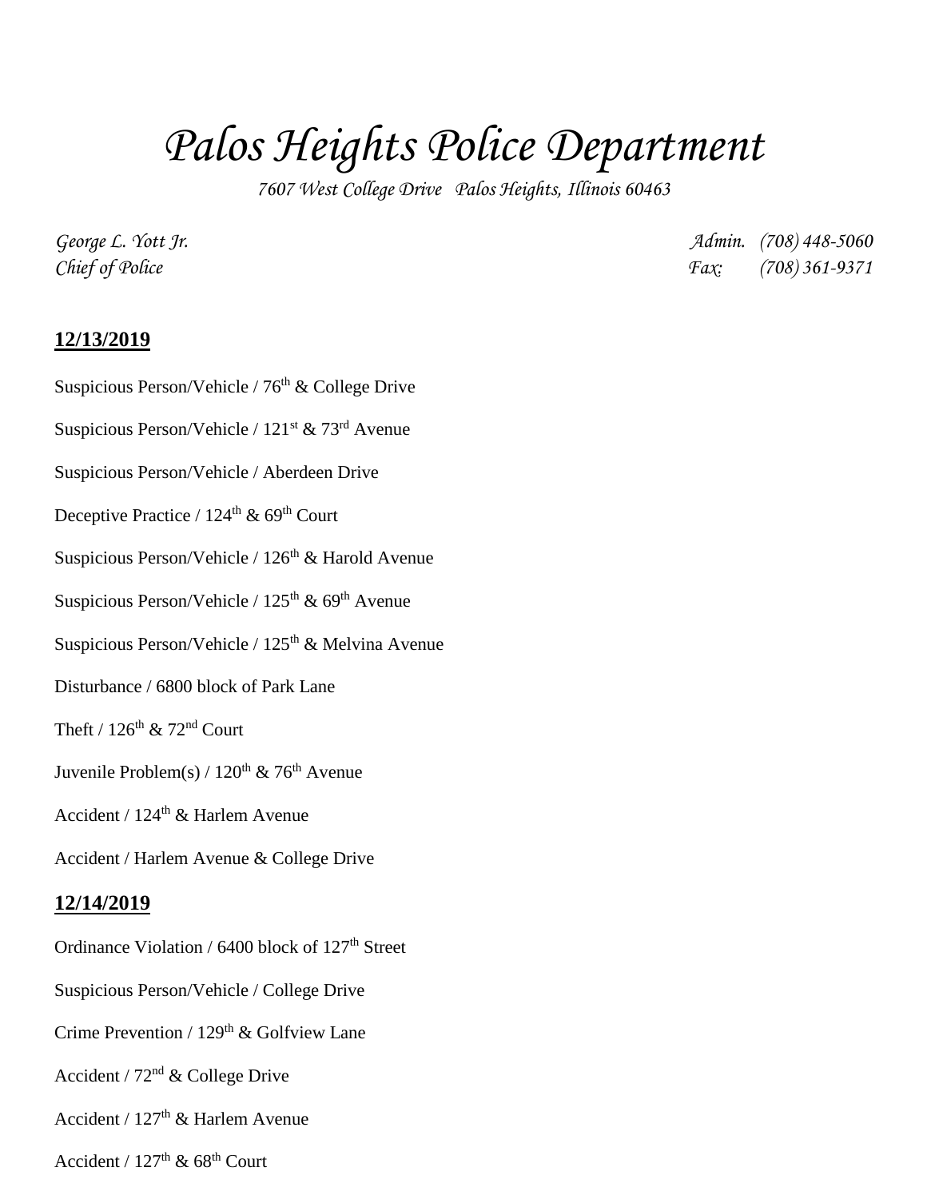# Palos Heights Police Department

*7607 West College Drive   Palos Heights, Illinois 60463*

*George L. Yott Jr.* — *Chief of Police*

*Admin. (708) 448-5060*
*Fax: (708) 361-9371*

**12/13/2019**

Suspicious Person/Vehicle / 76th & College Drive

Suspicious Person/Vehicle / 121st & 73rd Avenue

Suspicious Person/Vehicle / Aberdeen Drive

Deceptive Practice / 124th & 69th Court

Suspicious Person/Vehicle / 126th & Harold Avenue

Suspicious Person/Vehicle / 125th & 69th Avenue

Suspicious Person/Vehicle / 125th & Melvina Avenue

Disturbance / 6800 block of Park Lane

Theft / 126th & 72nd Court

Juvenile Problem(s) / 120th & 76th Avenue

Accident / 124th & Harlem Avenue

Accident / Harlem Avenue & College Drive

**12/14/2019**

Ordinance Violation / 6400 block of 127th Street

Suspicious Person/Vehicle / College Drive

Crime Prevention / 129th & Golfview Lane

Accident / 72nd & College Drive

Accident / 127th & Harlem Avenue

Accident / 127th & 68th Court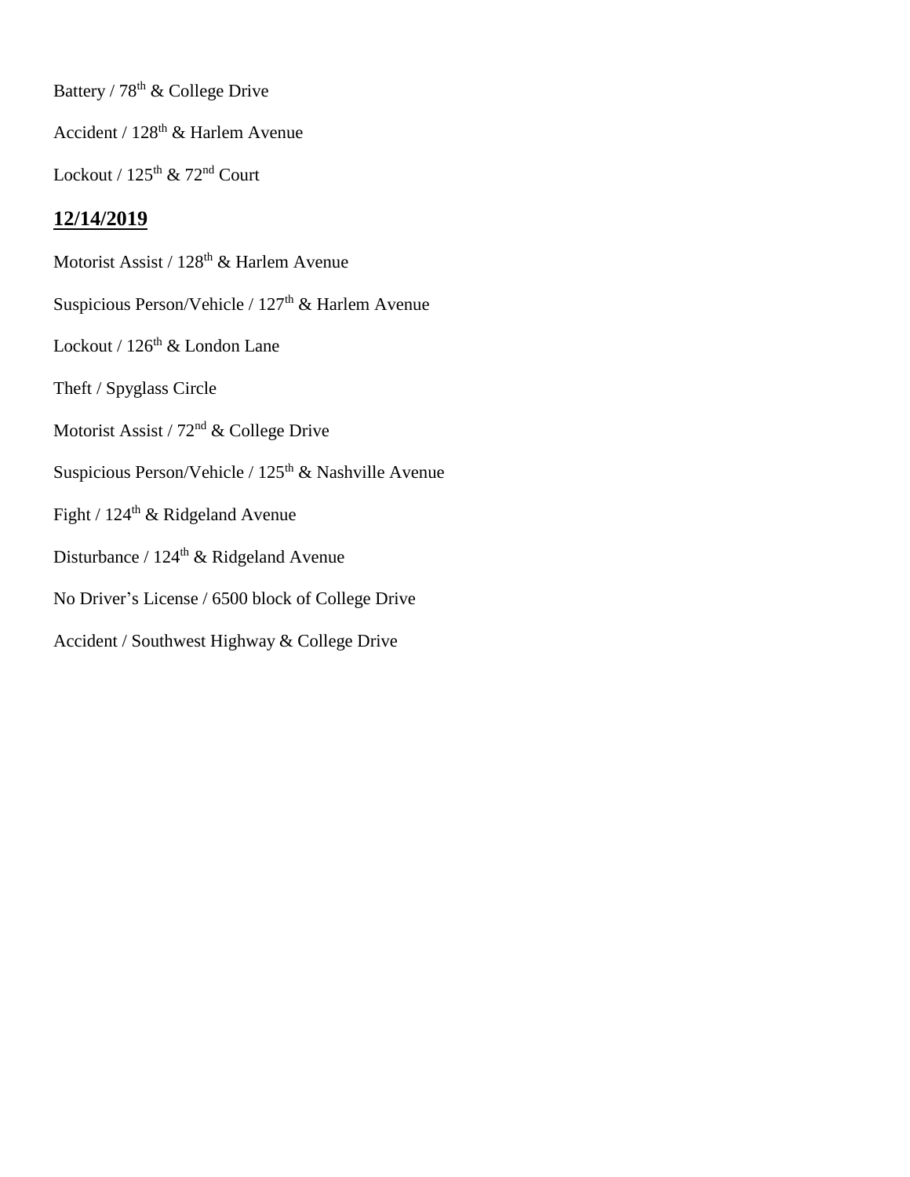Battery / 78th & College Drive

Accident / 128th & Harlem Avenue

Lockout / 125th & 72nd Court

## 12/14/2019

Motorist Assist / 128th & Harlem Avenue

Suspicious Person/Vehicle / 127th & Harlem Avenue

Lockout / 126th & London Lane

Theft / Spyglass Circle

Motorist Assist / 72nd & College Drive

Suspicious Person/Vehicle / 125th & Nashville Avenue

Fight / 124th & Ridgeland Avenue

Disturbance / 124th & Ridgeland Avenue

No Driver's License / 6500 block of College Drive

Accident / Southwest Highway & College Drive